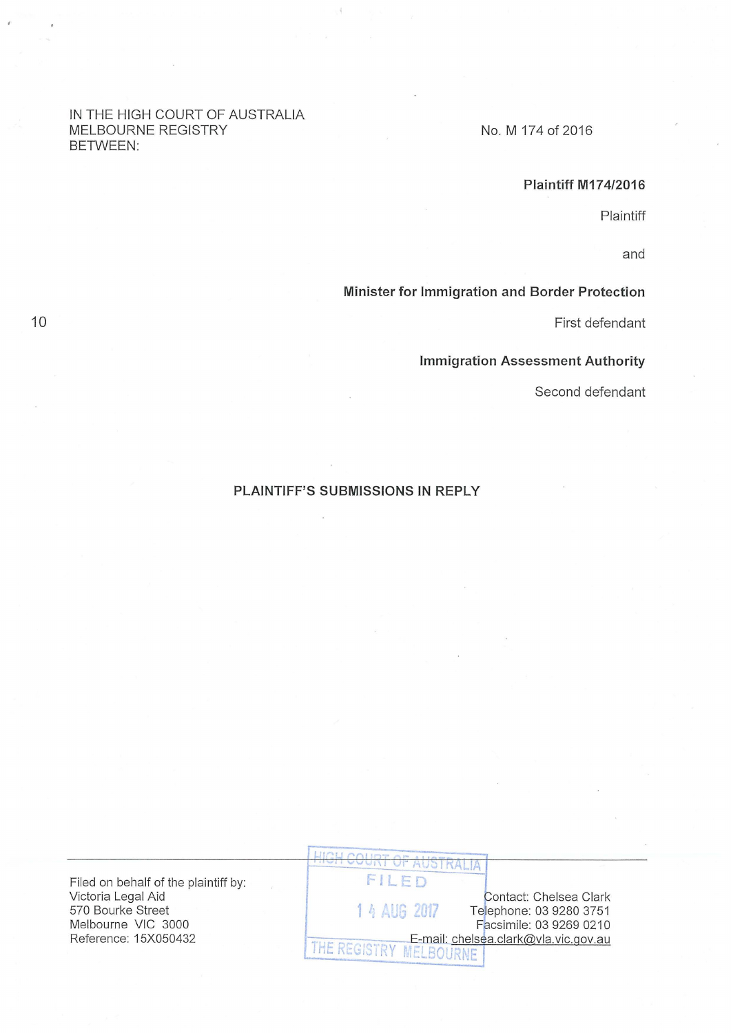IN THE HIGH COURT OF AUSTRALIA
MELBOURNE REGISTRY
BETWEEN:

No. M 174 of 2016

**Plaintiff M174/2016**

Plaintiff

and

**Minister for Immigration and Border Protection**

First defendant

**Immigration Assessment Authority**

Second defendant

PLAINTIFF'S SUBMISSIONS IN REPLY

HIGH COURT OF AUSTRALIA
FILED
14 AUG 2017
THE REGISTRY MELBOURNE

Filed on behalf of the plaintiff by:
Victoria Legal Aid
570 Bourke Street
Melbourne VIC 3000
Reference: 15X050432

Contact: Chelsea Clark
Telephone: 03 9280 3751
Facsimile: 03 9269 0210
E-mail: chelsea.clark@vla.vic.gov.au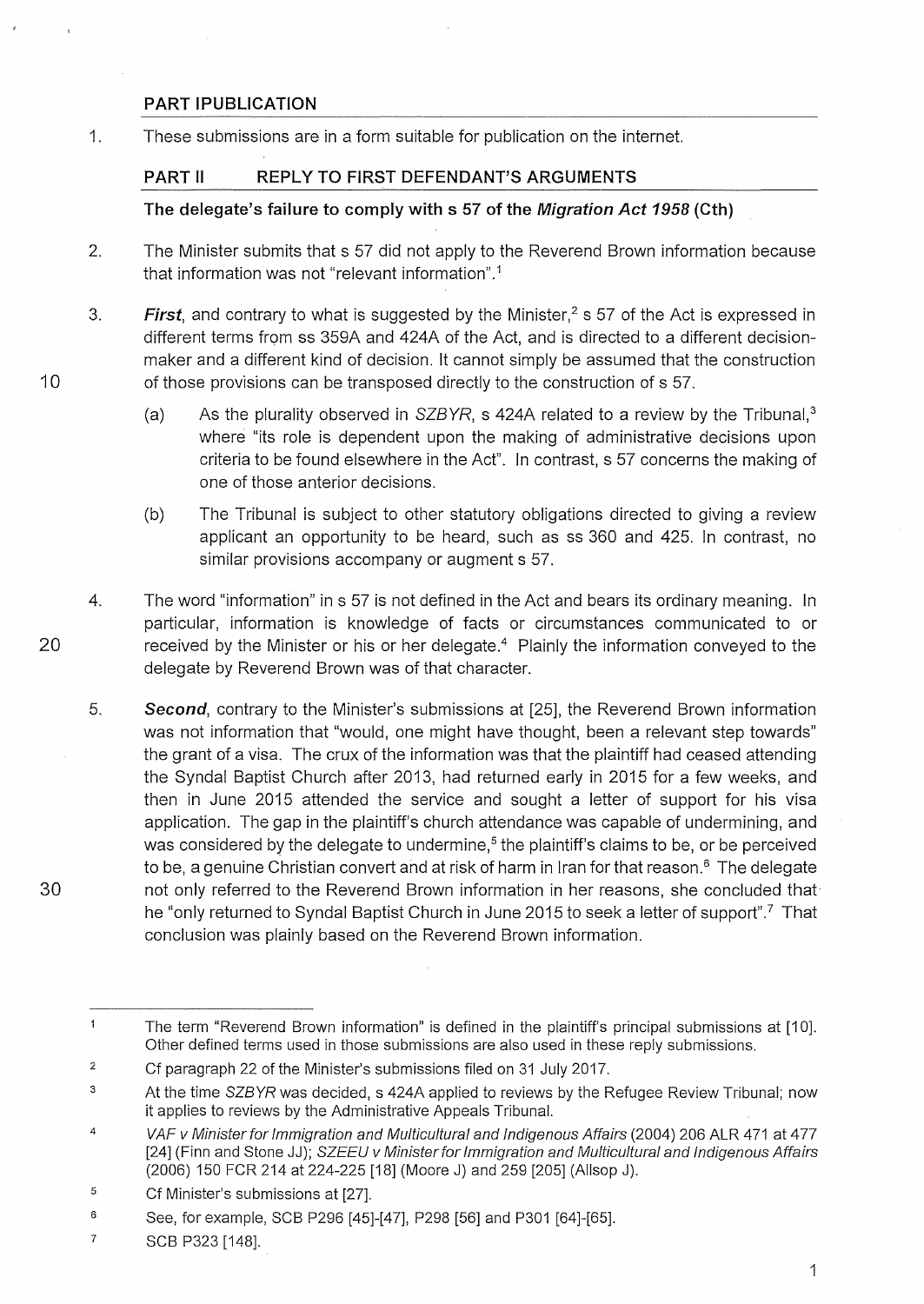## PART I PUBLICATION

1. These submissions are in a form suitable for publication on the internet.

## PART II REPLY TO FIRST DEFENDANT'S ARGUMENTS

### The delegate's failure to comply with s 57 of the *Migration Act 1958* (Cth)

2. The Minister submits that s 57 did not apply to the Reverend Brown information because that information was not "relevant information".[1]

3. ***First***, and contrary to what is suggested by the Minister,[2] s 57 of the Act is expressed in different terms from ss 359A and 424A of the Act, and is directed to a different decision-maker and a different kind of decision. It cannot simply be assumed that the construction of those provisions can be transposed directly to the construction of s 57.

   (a) As the plurality observed in *SZBYR*, s 424A related to a review by the Tribunal,[3] where "its role is dependent upon the making of administrative decisions upon criteria to be found elsewhere in the Act". In contrast, s 57 concerns the making of one of those anterior decisions.

   (b) The Tribunal is subject to other statutory obligations directed to giving a review applicant an opportunity to be heard, such as ss 360 and 425. In contrast, no similar provisions accompany or augment s 57.

4. The word "information" in s 57 is not defined in the Act and bears its ordinary meaning. In particular, information is knowledge of facts or circumstances communicated to or received by the Minister or his or her delegate.[4] Plainly the information conveyed to the delegate by Reverend Brown was of that character.

5. ***Second***, contrary to the Minister's submissions at [25], the Reverend Brown information was not information that "would, one might have thought, been a relevant step towards" the grant of a visa. The crux of the information was that the plaintiff had ceased attending the Syndal Baptist Church after 2013, had returned early in 2015 for a few weeks, and then in June 2015 attended the service and sought a letter of support for his visa application. The gap in the plaintiff's church attendance was capable of undermining, and was considered by the delegate to undermine,[5] the plaintiff's claims to be, or be perceived to be, a genuine Christian convert and at risk of harm in Iran for that reason.[6] The delegate not only referred to the Reverend Brown information in her reasons, she concluded that he "only returned to Syndal Baptist Church in June 2015 to seek a letter of support".[7] That conclusion was plainly based on the Reverend Brown information.

---

1. The term "Reverend Brown information" is defined in the plaintiff's principal submissions at [10]. Other defined terms used in those submissions are also used in these reply submissions.
2. Cf paragraph 22 of the Minister's submissions filed on 31 July 2017.
3. At the time *SZBYR* was decided, s 424A applied to reviews by the Refugee Review Tribunal; now it applies to reviews by the Administrative Appeals Tribunal.
4. *VAF v Minister for Immigration and Multicultural and Indigenous Affairs* (2004) 206 ALR 471 at 477 [24] (Finn and Stone JJ); *SZEEU v Minister for Immigration and Multicultural and Indigenous Affairs* (2006) 150 FCR 214 at 224-225 [18] (Moore J) and 259 [205] (Allsop J).
5. Cf Minister's submissions at [27].
6. See, for example, SCB P296 [45]-[47], P298 [56] and P301 [64]-[65].
7. SCB P323 [148].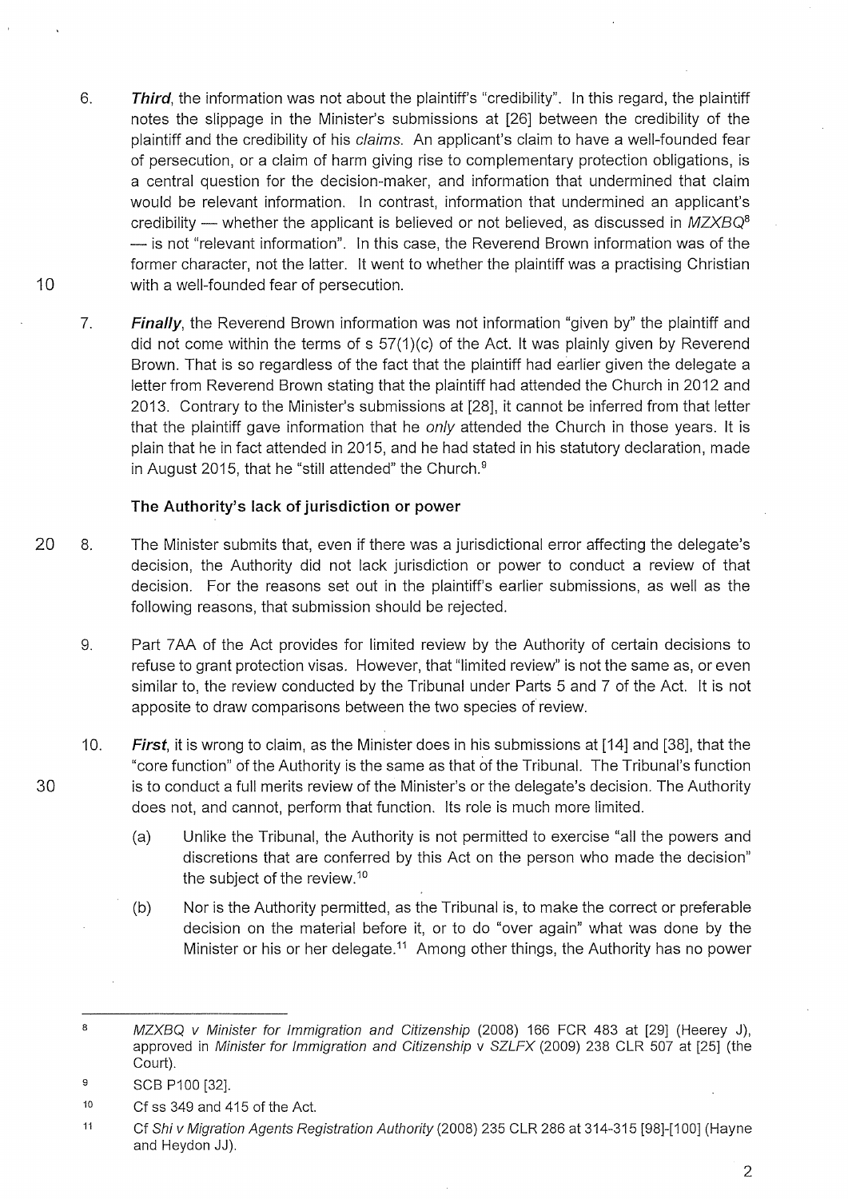6. ***Third***, the information was not about the plaintiff's "credibility". In this regard, the plaintiff notes the slippage in the Minister's submissions at [26] between the credibility of the plaintiff and the credibility of his *claims*. An applicant's claim to have a well-founded fear of persecution, or a claim of harm giving rise to complementary protection obligations, is a central question for the decision-maker, and information that undermined that claim would be relevant information. In contrast, information that undermined an applicant's credibility — whether the applicant is believed or not believed, as discussed in *MZXBQ*[8] — is not "relevant information". In this case, the Reverend Brown information was of the former character, not the latter. It went to whether the plaintiff was a practising Christian with a well-founded fear of persecution.

7. ***Finally***, the Reverend Brown information was not information "given by" the plaintiff and did not come within the terms of s 57(1)(c) of the Act. It was plainly given by Reverend Brown. That is so regardless of the fact that the plaintiff had earlier given the delegate a letter from Reverend Brown stating that the plaintiff had attended the Church in 2012 and 2013. Contrary to the Minister's submissions at [28], it cannot be inferred from that letter that the plaintiff gave information that he *only* attended the Church in those years. It is plain that he in fact attended in 2015, and he had stated in his statutory declaration, made in August 2015, that he "still attended" the Church.[9]

### The Authority's lack of jurisdiction or power

8. The Minister submits that, even if there was a jurisdictional error affecting the delegate's decision, the Authority did not lack jurisdiction or power to conduct a review of that decision. For the reasons set out in the plaintiff's earlier submissions, as well as the following reasons, that submission should be rejected.

9. Part 7AA of the Act provides for limited review by the Authority of certain decisions to refuse to grant protection visas. However, that "limited review" is not the same as, or even similar to, the review conducted by the Tribunal under Parts 5 and 7 of the Act. It is not apposite to draw comparisons between the two species of review.

10. ***First***, it is wrong to claim, as the Minister does in his submissions at [14] and [38], that the "core function" of the Authority is the same as that of the Tribunal. The Tribunal's function is to conduct a full merits review of the Minister's or the delegate's decision. The Authority does not, and cannot, perform that function. Its role is much more limited.

    (a) Unlike the Tribunal, the Authority is not permitted to exercise "all the powers and discretions that are conferred by this Act on the person who made the decision" the subject of the review.[10]

    (b) Nor is the Authority permitted, as the Tribunal is, to make the correct or preferable decision on the material before it, or to do "over again" what was done by the Minister or his or her delegate.[11] Among other things, the Authority has no power

---

[8] *MZXBQ v Minister for Immigration and Citizenship* (2008) 166 FCR 483 at [29] (Heerey J), approved in *Minister for Immigration and Citizenship v SZLFX* (2009) 238 CLR 507 at [25] (the Court).

[9] SCB P100 [32].

[10] Cf ss 349 and 415 of the Act.

[11] Cf *Shi v Migration Agents Registration Authority* (2008) 235 CLR 286 at 314-315 [98]-[100] (Hayne and Heydon JJ).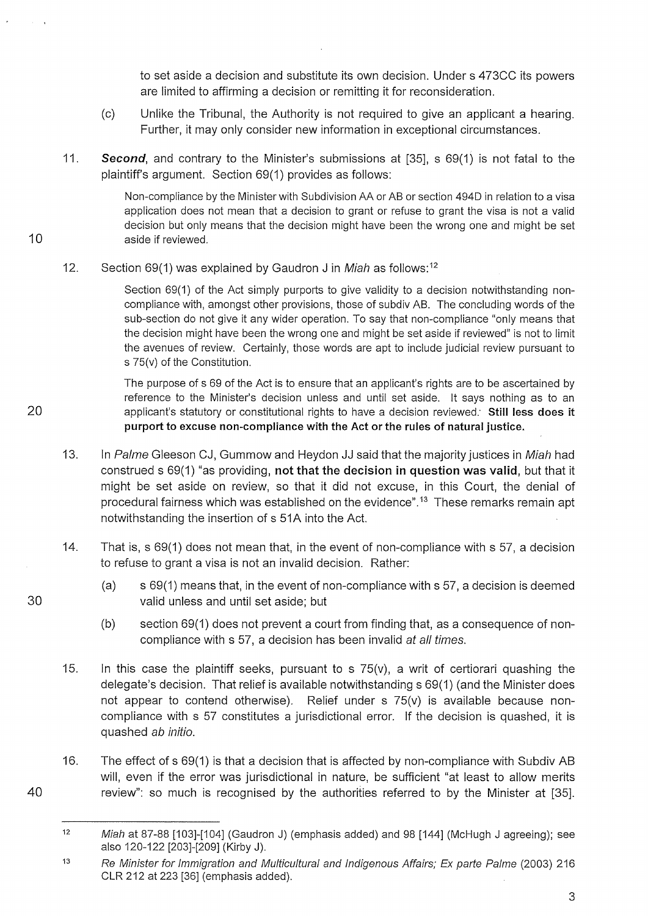to set aside a decision and substitute its own decision. Under s 473CC its powers are limited to affirming a decision or remitting it for reconsideration.

(c) Unlike the Tribunal, the Authority is not required to give an applicant a hearing. Further, it may only consider new information in exceptional circumstances.

11. ***Second***, and contrary to the Minister's submissions at [35], s 69(1) is not fatal to the plaintiff's argument. Section 69(1) provides as follows:

> Non-compliance by the Minister with Subdivision AA or AB or section 494D in relation to a visa application does not mean that a decision to grant or refuse to grant the visa is not a valid decision but only means that the decision might have been the wrong one and might be set aside if reviewed.

12. Section 69(1) was explained by Gaudron J in *Miah* as follows:[12]

> Section 69(1) of the Act simply purports to give validity to a decision notwithstanding non-compliance with, amongst other provisions, those of subdiv AB. The concluding words of the sub-section do not give it any wider operation. To say that non-compliance "only means that the decision might have been the wrong one and might be set aside if reviewed" is not to limit the avenues of review. Certainly, those words are apt to include judicial review pursuant to s 75(v) of the Constitution.
>
> The purpose of s 69 of the Act is to ensure that an applicant's rights are to be ascertained by reference to the Minister's decision unless and until set aside. It says nothing as to an applicant's statutory or constitutional rights to have a decision reviewed. **Still less does it purport to excuse non-compliance with the Act or the rules of natural justice.**

13. In *Palme* Gleeson CJ, Gummow and Heydon JJ said that the majority justices in *Miah* had construed s 69(1) "as providing, **not that the decision in question was valid**, but that it might be set aside on review, so that it did not excuse, in this Court, the denial of procedural fairness which was established on the evidence".[13] These remarks remain apt notwithstanding the insertion of s 51A into the Act.

14. That is, s 69(1) does not mean that, in the event of non-compliance with s 57, a decision to refuse to grant a visa is not an invalid decision. Rather:

    (a) s 69(1) means that, in the event of non-compliance with s 57, a decision is deemed valid unless and until set aside; but

    (b) section 69(1) does not prevent a court from finding that, as a consequence of non-compliance with s 57, a decision has been invalid *at all times*.

15. In this case the plaintiff seeks, pursuant to s 75(v), a writ of certiorari quashing the delegate's decision. That relief is available notwithstanding s 69(1) (and the Minister does not appear to contend otherwise). Relief under s 75(v) is available because non-compliance with s 57 constitutes a jurisdictional error. If the decision is quashed, it is quashed *ab initio*.

16. The effect of s 69(1) is that a decision that is affected by non-compliance with Subdiv AB will, even if the error was jurisdictional in nature, be sufficient "at least to allow merits review": so much is recognised by the authorities referred to by the Minister at [35].

---

[12] *Miah* at 87-88 [103]-[104] (Gaudron J) (emphasis added) and 98 [144] (McHugh J agreeing); see also 120-122 [203]-[209] (Kirby J).

[13] *Re Minister for Immigration and Multicultural and Indigenous Affairs; Ex parte Palme* (2003) 216 CLR 212 at 223 [36] (emphasis added).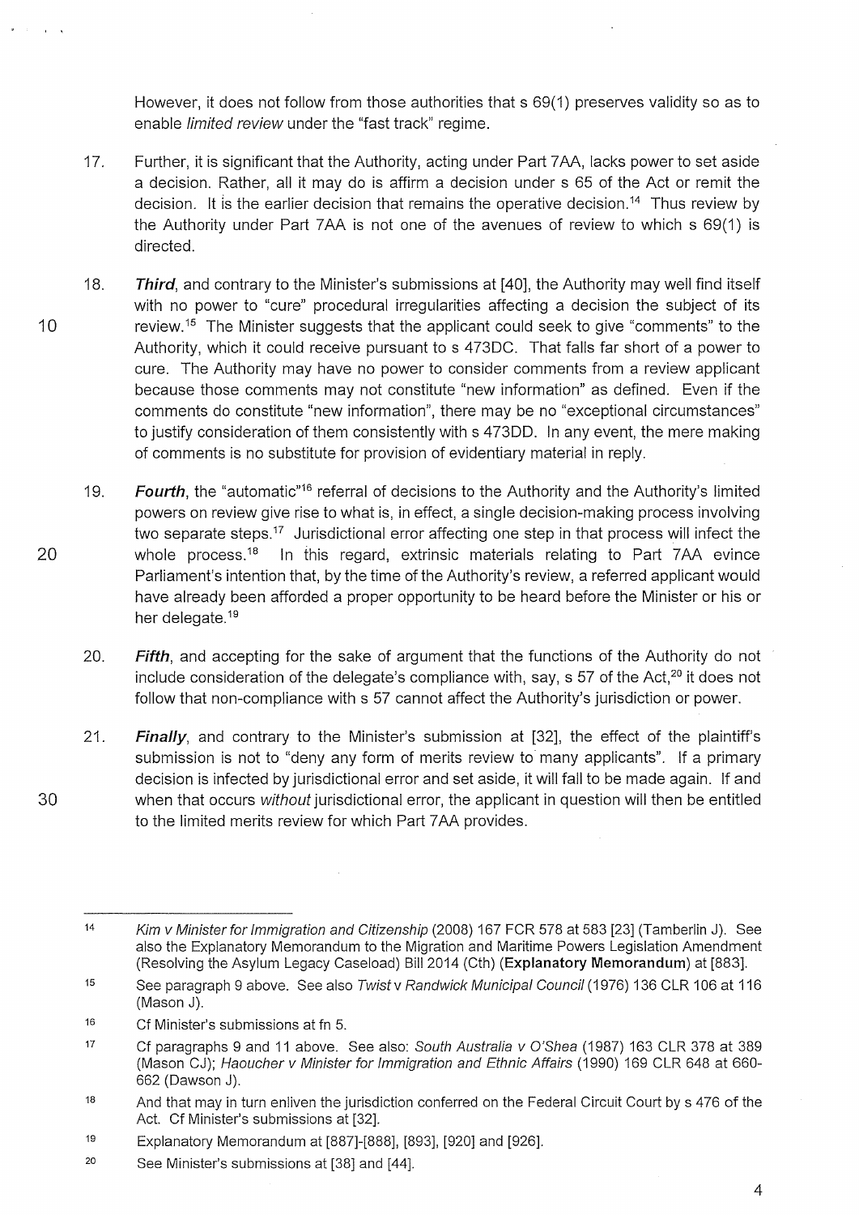However, it does not follow from those authorities that s 69(1) preserves validity so as to enable *limited review* under the "fast track" regime.

17. Further, it is significant that the Authority, acting under Part 7AA, lacks power to set aside a decision. Rather, all it may do is affirm a decision under s 65 of the Act or remit the decision. It is the earlier decision that remains the operative decision.[14] Thus review by the Authority under Part 7AA is not one of the avenues of review to which s 69(1) is directed.

18. ***Third***, and contrary to the Minister's submissions at [40], the Authority may well find itself with no power to "cure" procedural irregularities affecting a decision the subject of its review.[15] The Minister suggests that the applicant could seek to give "comments" to the Authority, which it could receive pursuant to s 473DC. That falls far short of a power to cure. The Authority may have no power to consider comments from a review applicant because those comments may not constitute "new information" as defined. Even if the comments do constitute "new information", there may be no "exceptional circumstances" to justify consideration of them consistently with s 473DD. In any event, the mere making of comments is no substitute for provision of evidentiary material in reply.

19. ***Fourth***, the "automatic"[16] referral of decisions to the Authority and the Authority's limited powers on review give rise to what is, in effect, a single decision-making process involving two separate steps.[17] Jurisdictional error affecting one step in that process will infect the whole process.[18] In this regard, extrinsic materials relating to Part 7AA evince Parliament's intention that, by the time of the Authority's review, a referred applicant would have already been afforded a proper opportunity to be heard before the Minister or his or her delegate.[19]

20. ***Fifth***, and accepting for the sake of argument that the functions of the Authority do not include consideration of the delegate's compliance with, say, s 57 of the Act,[20] it does not follow that non-compliance with s 57 cannot affect the Authority's jurisdiction or power.

21. ***Finally***, and contrary to the Minister's submission at [32], the effect of the plaintiff's submission is not to "deny any form of merits review to many applicants". If a primary decision is infected by jurisdictional error and set aside, it will fall to be made again. If and when that occurs *without* jurisdictional error, the applicant in question will then be entitled to the limited merits review for which Part 7AA provides.

---

[14] *Kim v Minister for Immigration and Citizenship* (2008) 167 FCR 578 at 583 [23] (Tamberlin J). See also the Explanatory Memorandum to the Migration and Maritime Powers Legislation Amendment (Resolving the Asylum Legacy Caseload) Bill 2014 (Cth) (**Explanatory Memorandum**) at [883].

[15] See paragraph 9 above. See also *Twist* v *Randwick Municipal Council* (1976) 136 CLR 106 at 116 (Mason J).

[16] Cf Minister's submissions at fn 5.

[17] Cf paragraphs 9 and 11 above. See also: *South Australia v O'Shea* (1987) 163 CLR 378 at 389 (Mason CJ); *Haoucher v Minister for Immigration and Ethnic Affairs* (1990) 169 CLR 648 at 660-662 (Dawson J).

[18] And that may in turn enliven the jurisdiction conferred on the Federal Circuit Court by s 476 of the Act. Cf Minister's submissions at [32].

[19] Explanatory Memorandum at [887]-[888], [893], [920] and [926].

[20] See Minister's submissions at [38] and [44].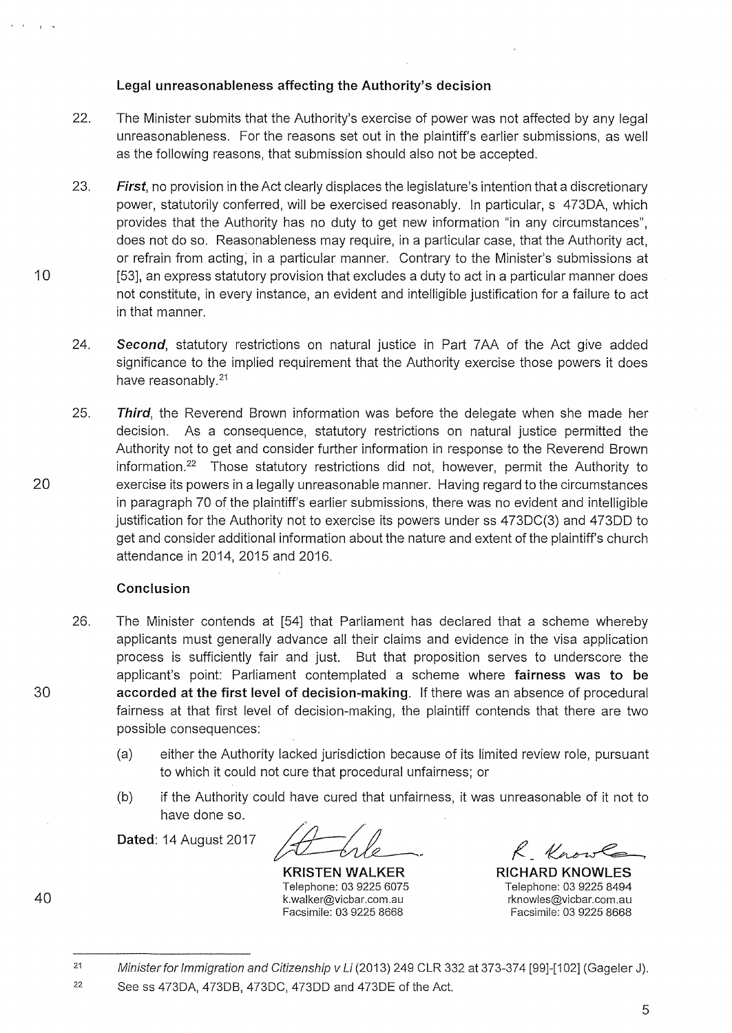### Legal unreasonableness affecting the Authority's decision

22. The Minister submits that the Authority's exercise of power was not affected by any legal unreasonableness. For the reasons set out in the plaintiff's earlier submissions, as well as the following reasons, that submission should also not be accepted.

23. ***First***, no provision in the Act clearly displaces the legislature's intention that a discretionary power, statutorily conferred, will be exercised reasonably. In particular, s 473DA, which provides that the Authority has no duty to get new information "in any circumstances", does not do so. Reasonableness may require, in a particular case, that the Authority act, or refrain from acting, in a particular manner. Contrary to the Minister's submissions at [53], an express statutory provision that excludes a duty to act in a particular manner does not constitute, in every instance, an evident and intelligible justification for a failure to act in that manner.

24. ***Second***, statutory restrictions on natural justice in Part 7AA of the Act give added significance to the implied requirement that the Authority exercise those powers it does have reasonably.[21]

25. ***Third***, the Reverend Brown information was before the delegate when she made her decision. As a consequence, statutory restrictions on natural justice permitted the Authority not to get and consider further information in response to the Reverend Brown information.[22] Those statutory restrictions did not, however, permit the Authority to exercise its powers in a legally unreasonable manner. Having regard to the circumstances in paragraph 70 of the plaintiff's earlier submissions, there was no evident and intelligible justification for the Authority not to exercise its powers under ss 473DC(3) and 473DD to get and consider additional information about the nature and extent of the plaintiff's church attendance in 2014, 2015 and 2016.

### Conclusion

26. The Minister contends at [54] that Parliament has declared that a scheme whereby applicants must generally advance all their claims and evidence in the visa application process is sufficiently fair and just. But that proposition serves to underscore the applicant's point: Parliament contemplated a scheme where **fairness was to be accorded at the first level of decision-making**. If there was an absence of procedural fairness at that first level of decision-making, the plaintiff contends that there are two possible consequences:

    (a) either the Authority lacked jurisdiction because of its limited review role, pursuant to which it could not cure that procedural unfairness; or

    (b) if the Authority could have cured that unfairness, it was unreasonable of it not to have done so.

**Dated**: 14 August 2017

**KRISTEN WALKER**
Telephone: 03 9225 6075
k.walker@vicbar.com.au
Facsimile: 03 9225 8668

**RICHARD KNOWLES**
Telephone: 03 9225 8494
rknowles@vicbar.com.au
Facsimile: 03 9225 8668

---

[21] *Minister for Immigration and Citizenship v Li* (2013) 249 CLR 332 at 373-374 [99]-[102] (Gageler J).

[22] See ss 473DA, 473DB, 473DC, 473DD and 473DE of the Act.